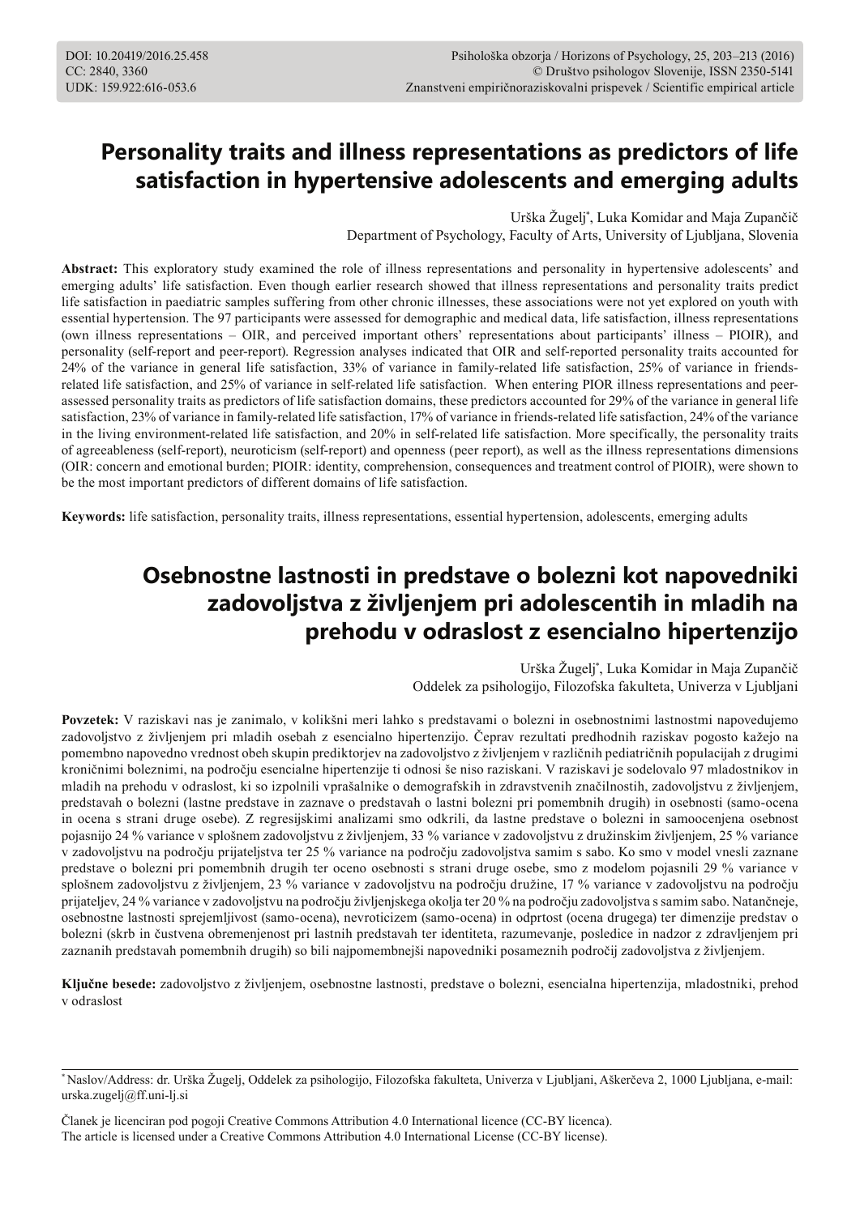DOI: 10.20419/2016.25.458
CC: 2840, 3360
UDK: 159.922:616-053.6

Psihološka obzorja / Horizons of Psychology, 25, 203–213 (2016)
© Društvo psihologov Slovenije, ISSN 2350-5141
Znanstveni empiričnoraziskovalni prispevek / Scientific empirical article

# Personality traits and illness representations as predictors of life satisfaction in hypertensive adolescents and emerging adults

Urška Žugelj*, Luka Komidar and Maja Zupančič
Department of Psychology, Faculty of Arts, University of Ljubljana, Slovenia

**Abstract:** This exploratory study examined the role of illness representations and personality in hypertensive adolescents' and emerging adults' life satisfaction. Even though earlier research showed that illness representations and personality traits predict life satisfaction in paediatric samples suffering from other chronic illnesses, these associations were not yet explored on youth with essential hypertension. The 97 participants were assessed for demographic and medical data, life satisfaction, illness representations (own illness representations – OIR, and perceived important others' representations about participants' illness – PIOIR), and personality (self-report and peer-report). Regression analyses indicated that OIR and self-reported personality traits accounted for 24% of the variance in general life satisfaction, 33% of variance in family-related life satisfaction, 25% of variance in friends-related life satisfaction, and 25% of variance in self-related life satisfaction. When entering PIOR illness representations and peer-assessed personality traits as predictors of life satisfaction domains, these predictors accounted for 29% of the variance in general life satisfaction, 23% of variance in family-related life satisfaction, 17% of variance in friends-related life satisfaction, 24% of the variance in the living environment-related life satisfaction, and 20% in self-related life satisfaction. More specifically, the personality traits of agreeableness (self-report), neuroticism (self-report) and openness (peer report), as well as the illness representations dimensions (OIR: concern and emotional burden; PIOIR: identity, comprehension, consequences and treatment control of PIOIR), were shown to be the most important predictors of different domains of life satisfaction.

**Keywords:** life satisfaction, personality traits, illness representations, essential hypertension, adolescents, emerging adults

# Osebnostne lastnosti in predstave o bolezni kot napovedniki zadovoljstva z življenjem pri adolescentih in mladih na prehodu v odraslost z esencialno hipertenzijo

Urška Žugelj*, Luka Komidar in Maja Zupančič
Oddelek za psihologijo, Filozofska fakulteta, Univerza v Ljubljani

**Povzetek:** V raziskavi nas je zanimalo, v kolikšni meri lahko s predstavami o bolezni in osebnostnimi lastnostmi napovedujemo zadovoljstvo z življenjem pri mladih osebah z esencialno hipertenzijo. Čeprav rezultati predhodnih raziskav pogosto kažejo na pomembno napovedno vrednost obeh skupin prediktorjev na zadovoljstvo z življenjem v različnih pediatričnih populacijah z drugimi kroničnimi boleznimi, na področju esencialne hipertenzije ti odnosi še niso raziskani. V raziskavi je sodelovalo 97 mladostnikov in mladih na prehodu v odraslost, ki so izpolnili vprašalnike o demografskih in zdravstvenih značilnostih, zadovoljstvu z življenjem, predstavah o bolezni (lastne predstave in zaznave o predstavah o lastni bolezni pri pomembnih drugih) in osebnosti (samo-ocena in ocena s strani druge osebe). Z regresijskimi analizami smo odkrili, da lastne predstave o bolezni in samoocenjena osebnost pojasnijo 24 % variance v splošnem zadovoljstvu z življenjem, 33 % variance v zadovoljstvu z družinskim življenjem, 25 % variance v zadovoljstvu na področju prijateljstva ter 25 % variance na področju zadovoljstva samim s sabo. Ko smo v model vnesli zaznane predstave o bolezni pri pomembnih drugih ter oceno osebnosti s strani druge osebe, smo z modelom pojasnili 29 % variance v splošnem zadovoljstvu z življenjem, 23 % variance v zadovoljstvu na področju družine, 17 % variance v zadovoljstvu na področju prijateljev, 24 % variance v zadovoljstvu na področju življenjskega okolja ter 20 % na področju zadovoljstva s samim sabo. Natančneje, osebnostne lastnosti sprejemljivost (samo-ocena), nevroticizem (samo-ocena) in odprtost (ocena drugega) ter dimenzije predstav o bolezni (skrb in čustvena obremenjenost pri lastnih predstavah ter identiteta, razumevanje, posledice in nadzor z zdravljenjem pri zaznanih predstavah pomembnih drugih) so bili najpomembnejši napovedniki posameznih področij zadovoljstva z življenjem.

**Ključne besede:** zadovoljstvo z življenjem, osebnostne lastnosti, predstave o bolezni, esencialna hipertenzija, mladostniki, prehod v odraslost

---

* Naslov/Address: dr. Urška Žugelj, Oddelek za psihologijo, Filozofska fakulteta, Univerza v Ljubljani, Aškerčeva 2, 1000 Ljubljana, e-mail: urska.zugelj@ff.uni-lj.si

Članek je licenciran pod pogoji Creative Commons Attribution 4.0 International licence (CC-BY licenca).
The article is licensed under a Creative Commons Attribution 4.0 International License (CC-BY license).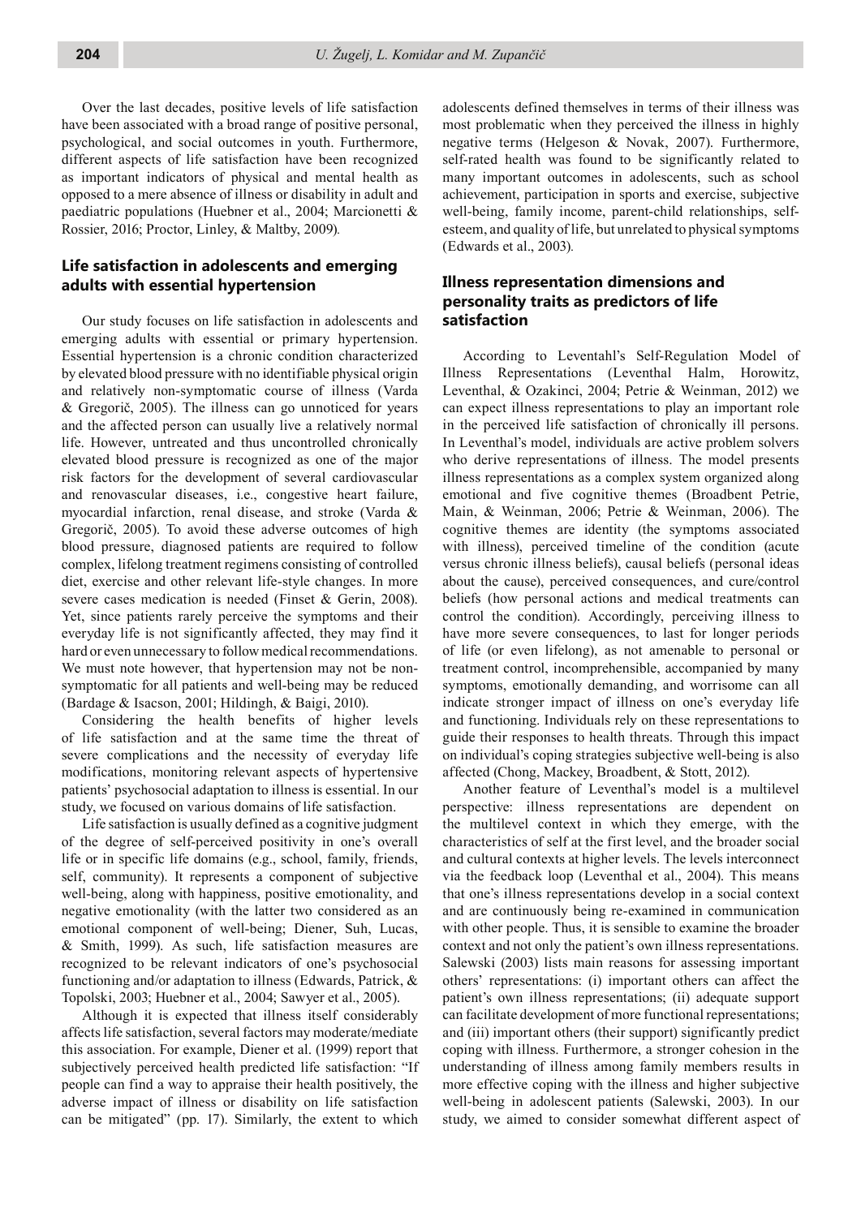Over the last decades, positive levels of life satisfaction have been associated with a broad range of positive personal, psychological, and social outcomes in youth. Furthermore, different aspects of life satisfaction have been recognized as important indicators of physical and mental health as opposed to a mere absence of illness or disability in adult and paediatric populations (Huebner et al., 2004; Marcionetti & Rossier, 2016; Proctor, Linley, & Maltby, 2009).

## Life satisfaction in adolescents and emerging adults with essential hypertension

Our study focuses on life satisfaction in adolescents and emerging adults with essential or primary hypertension. Essential hypertension is a chronic condition characterized by elevated blood pressure with no identifiable physical origin and relatively non-symptomatic course of illness (Varda & Gregorič, 2005). The illness can go unnoticed for years and the affected person can usually live a relatively normal life. However, untreated and thus uncontrolled chronically elevated blood pressure is recognized as one of the major risk factors for the development of several cardiovascular and renovascular diseases, i.e., congestive heart failure, myocardial infarction, renal disease, and stroke (Varda & Gregorič, 2005). To avoid these adverse outcomes of high blood pressure, diagnosed patients are required to follow complex, lifelong treatment regimens consisting of controlled diet, exercise and other relevant life-style changes. In more severe cases medication is needed (Finset & Gerin, 2008). Yet, since patients rarely perceive the symptoms and their everyday life is not significantly affected, they may find it hard or even unnecessary to follow medical recommendations. We must note however, that hypertension may not be non-symptomatic for all patients and well-being may be reduced (Bardage & Isacson, 2001; Hildingh, & Baigi, 2010).

Considering the health benefits of higher levels of life satisfaction and at the same time the threat of severe complications and the necessity of everyday life modifications, monitoring relevant aspects of hypertensive patients' psychosocial adaptation to illness is essential. In our study, we focused on various domains of life satisfaction.

Life satisfaction is usually defined as a cognitive judgment of the degree of self-perceived positivity in one's overall life or in specific life domains (e.g., school, family, friends, self, community). It represents a component of subjective well-being, along with happiness, positive emotionality, and negative emotionality (with the latter two considered as an emotional component of well-being; Diener, Suh, Lucas, & Smith, 1999). As such, life satisfaction measures are recognized to be relevant indicators of one's psychosocial functioning and/or adaptation to illness (Edwards, Patrick, & Topolski, 2003; Huebner et al., 2004; Sawyer et al., 2005).

Although it is expected that illness itself considerably affects life satisfaction, several factors may moderate/mediate this association. For example, Diener et al. (1999) report that subjectively perceived health predicted life satisfaction: "If people can find a way to appraise their health positively, the adverse impact of illness or disability on life satisfaction can be mitigated" (pp. 17). Similarly, the extent to which adolescents defined themselves in terms of their illness was most problematic when they perceived the illness in highly negative terms (Helgeson & Novak, 2007). Furthermore, self-rated health was found to be significantly related to many important outcomes in adolescents, such as school achievement, participation in sports and exercise, subjective well-being, family income, parent-child relationships, self-esteem, and quality of life, but unrelated to physical symptoms (Edwards et al., 2003).

## Illness representation dimensions and personality traits as predictors of life satisfaction

According to Leventahl's Self-Regulation Model of Illness Representations (Leventhal Halm, Horowitz, Leventhal, & Ozakinci, 2004; Petrie & Weinman, 2012) we can expect illness representations to play an important role in the perceived life satisfaction of chronically ill persons. In Leventhal's model, individuals are active problem solvers who derive representations of illness. The model presents illness representations as a complex system organized along emotional and five cognitive themes (Broadbent Petrie, Main, & Weinman, 2006; Petrie & Weinman, 2006). The cognitive themes are identity (the symptoms associated with illness), perceived timeline of the condition (acute versus chronic illness beliefs), causal beliefs (personal ideas about the cause), perceived consequences, and cure/control beliefs (how personal actions and medical treatments can control the condition). Accordingly, perceiving illness to have more severe consequences, to last for longer periods of life (or even lifelong), as not amenable to personal or treatment control, incomprehensible, accompanied by many symptoms, emotionally demanding, and worrisome can all indicate stronger impact of illness on one's everyday life and functioning. Individuals rely on these representations to guide their responses to health threats. Through this impact on individual's coping strategies subjective well-being is also affected (Chong, Mackey, Broadbent, & Stott, 2012).

Another feature of Leventhal's model is a multilevel perspective: illness representations are dependent on the multilevel context in which they emerge, with the characteristics of self at the first level, and the broader social and cultural contexts at higher levels. The levels interconnect via the feedback loop (Leventhal et al., 2004). This means that one's illness representations develop in a social context and are continuously being re-examined in communication with other people. Thus, it is sensible to examine the broader context and not only the patient's own illness representations. Salewski (2003) lists main reasons for assessing important others' representations: (i) important others can affect the patient's own illness representations; (ii) adequate support can facilitate development of more functional representations; and (iii) important others (their support) significantly predict coping with illness. Furthermore, a stronger cohesion in the understanding of illness among family members results in more effective coping with the illness and higher subjective well-being in adolescent patients (Salewski, 2003). In our study, we aimed to consider somewhat different aspect of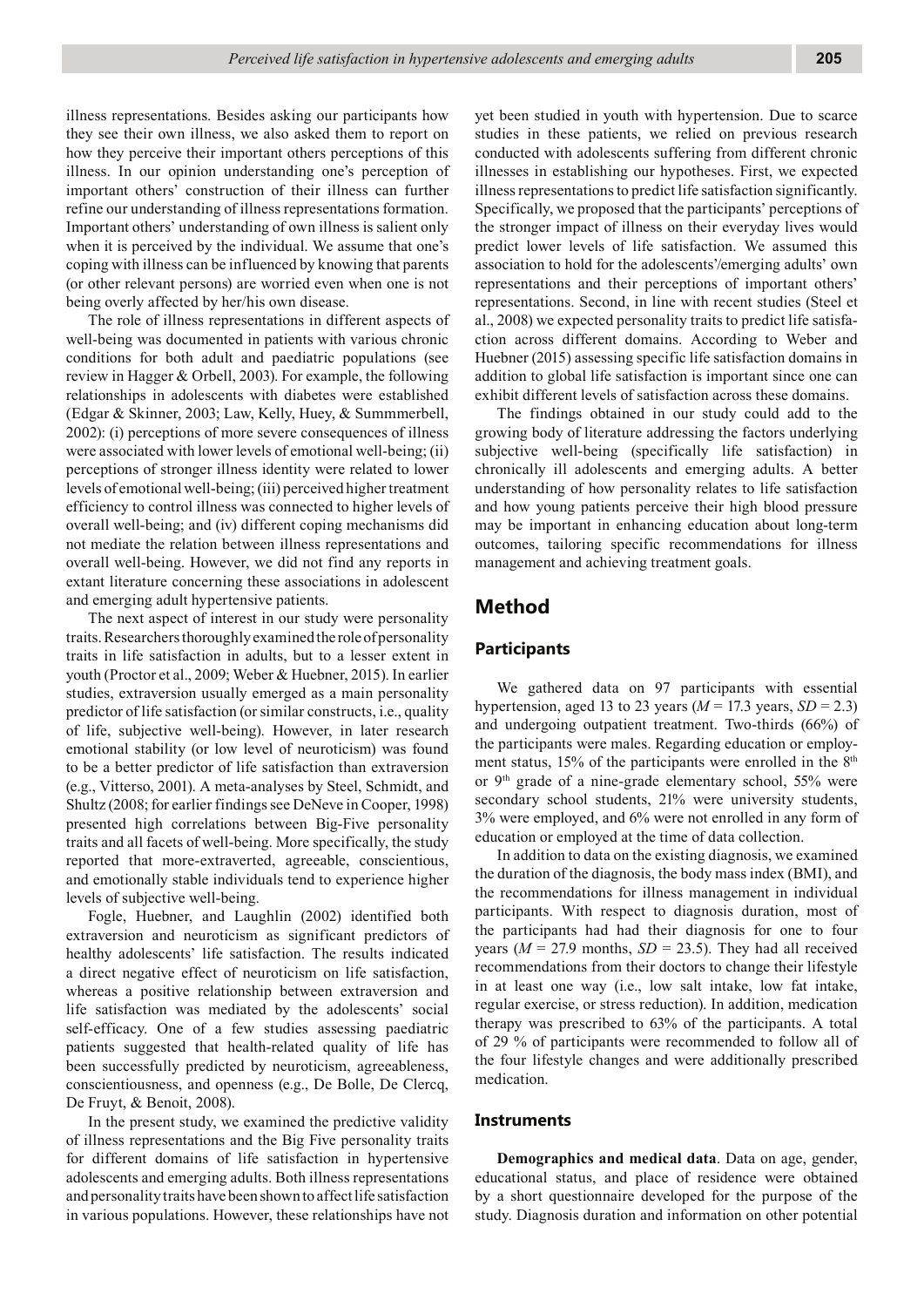illness representations. Besides asking our participants how they see their own illness, we also asked them to report on how they perceive their important others perceptions of this illness. In our opinion understanding one's perception of important others' construction of their illness can further refine our understanding of illness representations formation. Important others' understanding of own illness is salient only when it is perceived by the individual. We assume that one's coping with illness can be influenced by knowing that parents (or other relevant persons) are worried even when one is not being overly affected by her/his own disease.

The role of illness representations in different aspects of well-being was documented in patients with various chronic conditions for both adult and paediatric populations (see review in Hagger & Orbell, 2003). For example, the following relationships in adolescents with diabetes were established (Edgar & Skinner, 2003; Law, Kelly, Huey, & Summmerbell, 2002): (i) perceptions of more severe consequences of illness were associated with lower levels of emotional well-being; (ii) perceptions of stronger illness identity were related to lower levels of emotional well-being; (iii) perceived higher treatment efficiency to control illness was connected to higher levels of overall well-being; and (iv) different coping mechanisms did not mediate the relation between illness representations and overall well-being. However, we did not find any reports in extant literature concerning these associations in adolescent and emerging adult hypertensive patients.

The next aspect of interest in our study were personality traits. Researchers thoroughly examined the role of personality traits in life satisfaction in adults, but to a lesser extent in youth (Proctor et al., 2009; Weber & Huebner, 2015). In earlier studies, extraversion usually emerged as a main personality predictor of life satisfaction (or similar constructs, i.e., quality of life, subjective well-being). However, in later research emotional stability (or low level of neuroticism) was found to be a better predictor of life satisfaction than extraversion (e.g., Vitterso, 2001). A meta-analyses by Steel, Schmidt, and Shultz (2008; for earlier findings see DeNeve in Cooper, 1998) presented high correlations between Big-Five personality traits and all facets of well-being. More specifically, the study reported that more-extraverted, agreeable, conscientious, and emotionally stable individuals tend to experience higher levels of subjective well-being.

Fogle, Huebner, and Laughlin (2002) identified both extraversion and neuroticism as significant predictors of healthy adolescents' life satisfaction. The results indicated a direct negative effect of neuroticism on life satisfaction, whereas a positive relationship between extraversion and life satisfaction was mediated by the adolescents' social self-efficacy. One of a few studies assessing paediatric patients suggested that health-related quality of life has been successfully predicted by neuroticism, agreeableness, conscientiousness, and openness (e.g., De Bolle, De Clercq, De Fruyt, & Benoit, 2008).

In the present study, we examined the predictive validity of illness representations and the Big Five personality traits for different domains of life satisfaction in hypertensive adolescents and emerging adults. Both illness representations and personality traits have been shown to affect life satisfaction in various populations. However, these relationships have not yet been studied in youth with hypertension. Due to scarce studies in these patients, we relied on previous research conducted with adolescents suffering from different chronic illnesses in establishing our hypotheses. First, we expected illness representations to predict life satisfaction significantly. Specifically, we proposed that the participants' perceptions of the stronger impact of illness on their everyday lives would predict lower levels of life satisfaction. We assumed this association to hold for the adolescents'/emerging adults' own representations and their perceptions of important others' representations. Second, in line with recent studies (Steel et al., 2008) we expected personality traits to predict life satisfaction across different domains. According to Weber and Huebner (2015) assessing specific life satisfaction domains in addition to global life satisfaction is important since one can exhibit different levels of satisfaction across these domains.

The findings obtained in our study could add to the growing body of literature addressing the factors underlying subjective well-being (specifically life satisfaction) in chronically ill adolescents and emerging adults. A better understanding of how personality relates to life satisfaction and how young patients perceive their high blood pressure may be important in enhancing education about long-term outcomes, tailoring specific recommendations for illness management and achieving treatment goals.

# Method

## Participants

We gathered data on 97 participants with essential hypertension, aged 13 to 23 years ($M$ = 17.3 years, $SD$ = 2.3) and undergoing outpatient treatment. Two-thirds (66%) of the participants were males. Regarding education or employment status, 15% of the participants were enrolled in the 8th or 9th grade of a nine-grade elementary school, 55% were secondary school students, 21% were university students, 3% were employed, and 6% were not enrolled in any form of education or employed at the time of data collection.

In addition to data on the existing diagnosis, we examined the duration of the diagnosis, the body mass index (BMI), and the recommendations for illness management in individual participants. With respect to diagnosis duration, most of the participants had had their diagnosis for one to four years ($M$ = 27.9 months, $SD$ = 23.5). They had all received recommendations from their doctors to change their lifestyle in at least one way (i.e., low salt intake, low fat intake, regular exercise, or stress reduction). In addition, medication therapy was prescribed to 63% of the participants. A total of 29 % of participants were recommended to follow all of the four lifestyle changes and were additionally prescribed medication.

### Instruments

**Demographics and medical data**. Data on age, gender, educational status, and place of residence were obtained by a short questionnaire developed for the purpose of the study. Diagnosis duration and information on other potential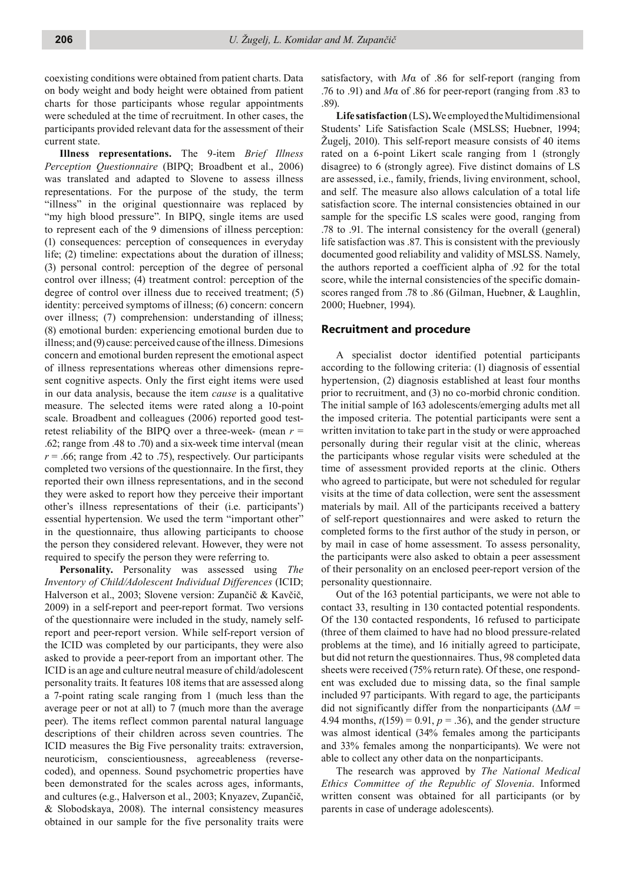coexisting conditions were obtained from patient charts. Data on body weight and body height were obtained from patient charts for those participants whose regular appointments were scheduled at the time of recruitment. In other cases, the participants provided relevant data for the assessment of their current state.

**Illness representations.** The 9-item *Brief Illness Perception Questionnaire* (BIPQ; Broadbent et al., 2006) was translated and adapted to Slovene to assess illness representations. For the purpose of the study, the term "illness" in the original questionnaire was replaced by "my high blood pressure". In BIPQ, single items are used to represent each of the 9 dimensions of illness perception: (1) consequences: perception of consequences in everyday life; (2) timeline: expectations about the duration of illness; (3) personal control: perception of the degree of personal control over illness; (4) treatment control: perception of the degree of control over illness due to received treatment; (5) identity: perceived symptoms of illness; (6) concern: concern over illness; (7) comprehension: understanding of illness; (8) emotional burden: experiencing emotional burden due to illness; and (9) cause: perceived cause of the illness. Dimesions concern and emotional burden represent the emotional aspect of illness representations whereas other dimensions represent cognitive aspects. Only the first eight items were used in our data analysis, because the item *cause* is a qualitative measure. The selected items were rated along a 10-point scale. Broadbent and colleagues (2006) reported good test-retest reliability of the BIPQ over a three-week- (mean $r$ = .62; range from .48 to .70) and a six-week time interval (mean $r$ = .66; range from .42 to .75), respectively. Our participants completed two versions of the questionnaire. In the first, they reported their own illness representations, and in the second they were asked to report how they perceive their important other's illness representations of their (i.e. participants') essential hypertension. We used the term "important other" in the questionnaire, thus allowing participants to choose the person they considered relevant. However, they were not required to specify the person they were referring to.

**Personality.** Personality was assessed using *The Inventory of Child/Adolescent Individual Differences* (ICID; Halverson et al., 2003; Slovene version: Zupančič & Kavčič, 2009) in a self-report and peer-report format. Two versions of the questionnaire were included in the study, namely self-report and peer-report version. While self-report version of the ICID was completed by our participants, they were also asked to provide a peer-report from an important other. The ICID is an age and culture neutral measure of child/adolescent personality traits. It features 108 items that are assessed along a 7-point rating scale ranging from 1 (much less than the average peer or not at all) to 7 (much more than the average peer). The items reflect common parental natural language descriptions of their children across seven countries. The ICID measures the Big Five personality traits: extraversion, neuroticism, conscientiousness, agreeableness (reverse-coded), and openness. Sound psychometric properties have been demonstrated for the scales across ages, informants, and cultures (e.g., Halverson et al., 2003; Knyazev, Zupančič, & Slobodskaya, 2008). The internal consistency measures obtained in our sample for the five personality traits were satisfactory, with $M\alpha$ of .86 for self-report (ranging from .76 to .91) and $M\alpha$ of .86 for peer-report (ranging from .83 to .89).

**Life satisfaction** (LS)**.** We employed the Multidimensional Students' Life Satisfaction Scale (MSLSS; Huebner, 1994; Žugelj, 2010). This self-report measure consists of 40 items rated on a 6-point Likert scale ranging from 1 (strongly disagree) to 6 (strongly agree). Five distinct domains of LS are assessed, i.e., family, friends, living environment, school, and self. The measure also allows calculation of a total life satisfaction score. The internal consistencies obtained in our sample for the specific LS scales were good, ranging from .78 to .91. The internal consistency for the overall (general) life satisfaction was .87. This is consistent with the previously documented good reliability and validity of MSLSS. Namely, the authors reported a coefficient alpha of .92 for the total score, while the internal consistencies of the specific domain-scores ranged from .78 to .86 (Gilman, Huebner, & Laughlin, 2000; Huebner, 1994).

## Recruitment and procedure

A specialist doctor identified potential participants according to the following criteria: (1) diagnosis of essential hypertension, (2) diagnosis established at least four months prior to recruitment, and (3) no co-morbid chronic condition. The initial sample of 163 adolescents/emerging adults met all the imposed criteria. The potential participants were sent a written invitation to take part in the study or were approached personally during their regular visit at the clinic, whereas the participants whose regular visits were scheduled at the time of assessment provided reports at the clinic. Others who agreed to participate, but were not scheduled for regular visits at the time of data collection, were sent the assessment materials by mail. All of the participants received a battery of self-report questionnaires and were asked to return the completed forms to the first author of the study in person, or by mail in case of home assessment. To assess personality, the participants were also asked to obtain a peer assessment of their personality on an enclosed peer-report version of the personality questionnaire.

Out of the 163 potential participants, we were not able to contact 33, resulting in 130 contacted potential respondents. Of the 130 contacted respondents, 16 refused to participate (three of them claimed to have had no blood pressure-related problems at the time), and 16 initially agreed to participate, but did not return the questionnaires. Thus, 98 completed data sheets were received (75% return rate). Of these, one respondent was excluded due to missing data, so the final sample included 97 participants. With regard to age, the participants did not significantly differ from the nonparticipants ($\Delta M$ = 4.94 months, $t(159) = 0.91$, $p = .36$), and the gender structure was almost identical (34% females among the participants and 33% females among the nonparticipants). We were not able to collect any other data on the nonparticipants.

The research was approved by *The National Medical Ethics Committee of the Republic of Slovenia*. Informed written consent was obtained for all participants (or by parents in case of underage adolescents).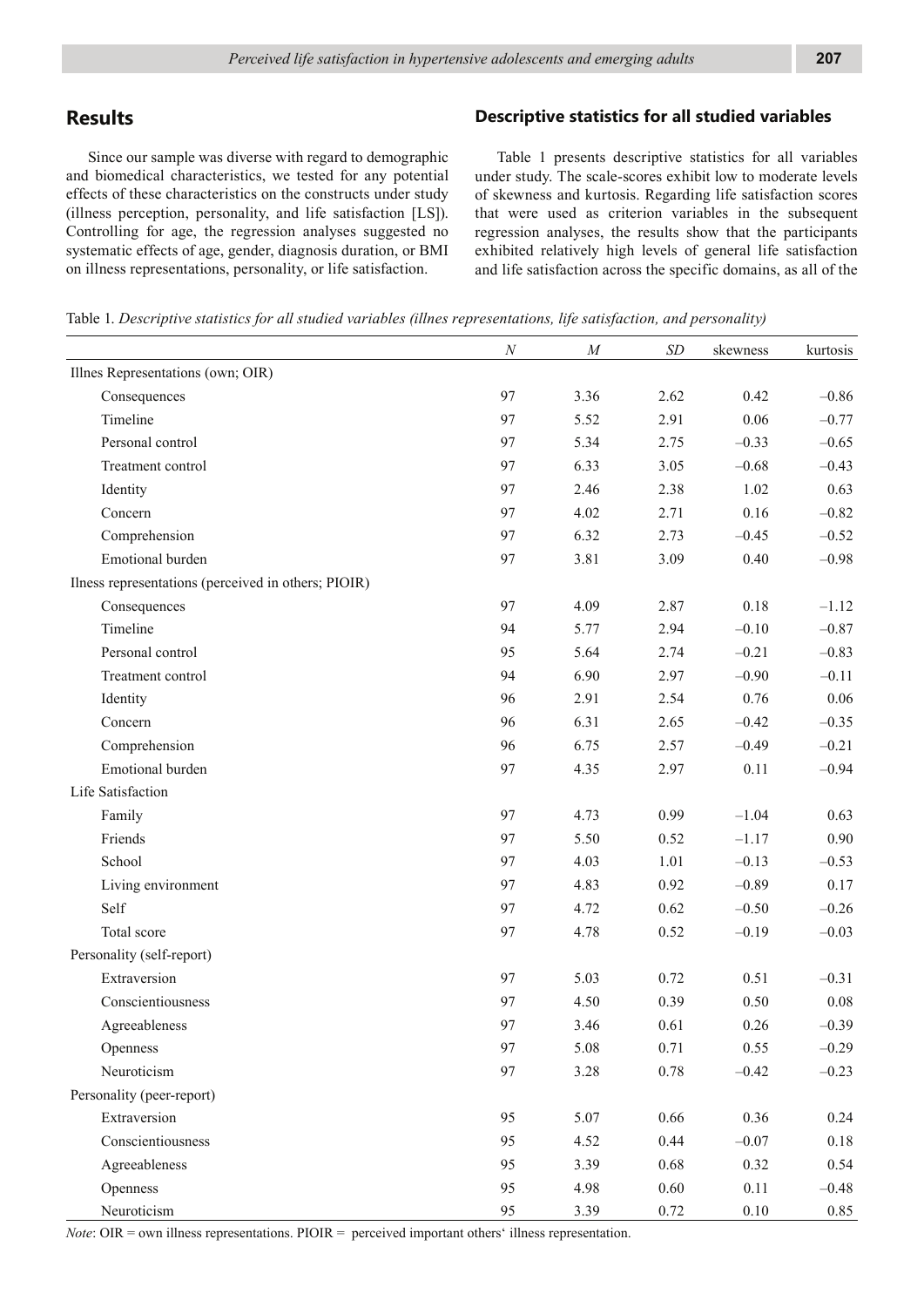## Results

Since our sample was diverse with regard to demographic and biomedical characteristics, we tested for any potential effects of these characteristics on the constructs under study (illness perception, personality, and life satisfaction [LS]). Controlling for age, the regression analyses suggested no systematic effects of age, gender, diagnosis duration, or BMI on illness representations, personality, or life satisfaction.

### Descriptive statistics for all studied variables

Table 1 presents descriptive statistics for all variables under study. The scale-scores exhibit low to moderate levels of skewness and kurtosis. Regarding life satisfaction scores that were used as criterion variables in the subsequent regression analyses, the results show that the participants exhibited relatively high levels of general life satisfaction and life satisfaction across the specific domains, as all of the

Table 1. *Descriptive statistics for all studied variables (illnes representations, life satisfaction, and personality)*

| | *N* | *M* | *SD* | skewness | kurtosis |
|---|---|---|---|---|---|
| Illnes Representations (own; OIR) | | | | | |
| Consequences | 97 | 3.36 | 2.62 | 0.42 | –0.86 |
| Timeline | 97 | 5.52 | 2.91 | 0.06 | –0.77 |
| Personal control | 97 | 5.34 | 2.75 | –0.33 | –0.65 |
| Treatment control | 97 | 6.33 | 3.05 | –0.68 | –0.43 |
| Identity | 97 | 2.46 | 2.38 | 1.02 | 0.63 |
| Concern | 97 | 4.02 | 2.71 | 0.16 | –0.82 |
| Comprehension | 97 | 6.32 | 2.73 | –0.45 | –0.52 |
| Emotional burden | 97 | 3.81 | 3.09 | 0.40 | –0.98 |
| Ilness representations (perceived in others; PIOIR) | | | | | |
| Consequences | 97 | 4.09 | 2.87 | 0.18 | –1.12 |
| Timeline | 94 | 5.77 | 2.94 | –0.10 | –0.87 |
| Personal control | 95 | 5.64 | 2.74 | –0.21 | –0.83 |
| Treatment control | 94 | 6.90 | 2.97 | –0.90 | –0.11 |
| Identity | 96 | 2.91 | 2.54 | 0.76 | 0.06 |
| Concern | 96 | 6.31 | 2.65 | –0.42 | –0.35 |
| Comprehension | 96 | 6.75 | 2.57 | –0.49 | –0.21 |
| Emotional burden | 97 | 4.35 | 2.97 | 0.11 | –0.94 |
| Life Satisfaction | | | | | |
| Family | 97 | 4.73 | 0.99 | –1.04 | 0.63 |
| Friends | 97 | 5.50 | 0.52 | –1.17 | 0.90 |
| School | 97 | 4.03 | 1.01 | –0.13 | –0.53 |
| Living environment | 97 | 4.83 | 0.92 | –0.89 | 0.17 |
| Self | 97 | 4.72 | 0.62 | –0.50 | –0.26 |
| Total score | 97 | 4.78 | 0.52 | –0.19 | –0.03 |
| Personality (self-report) | | | | | |
| Extraversion | 97 | 5.03 | 0.72 | 0.51 | –0.31 |
| Conscientiousness | 97 | 4.50 | 0.39 | 0.50 | 0.08 |
| Agreeableness | 97 | 3.46 | 0.61 | 0.26 | –0.39 |
| Openness | 97 | 5.08 | 0.71 | 0.55 | –0.29 |
| Neuroticism | 97 | 3.28 | 0.78 | –0.42 | –0.23 |
| Personality (peer-report) | | | | | |
| Extraversion | 95 | 5.07 | 0.66 | 0.36 | 0.24 |
| Conscientiousness | 95 | 4.52 | 0.44 | –0.07 | 0.18 |
| Agreeableness | 95 | 3.39 | 0.68 | 0.32 | 0.54 |
| Openness | 95 | 4.98 | 0.60 | 0.11 | –0.48 |
| Neuroticism | 95 | 3.39 | 0.72 | 0.10 | 0.85 |

*Note*: OIR = own illness representations. PIOIR = perceived important others' illness representation.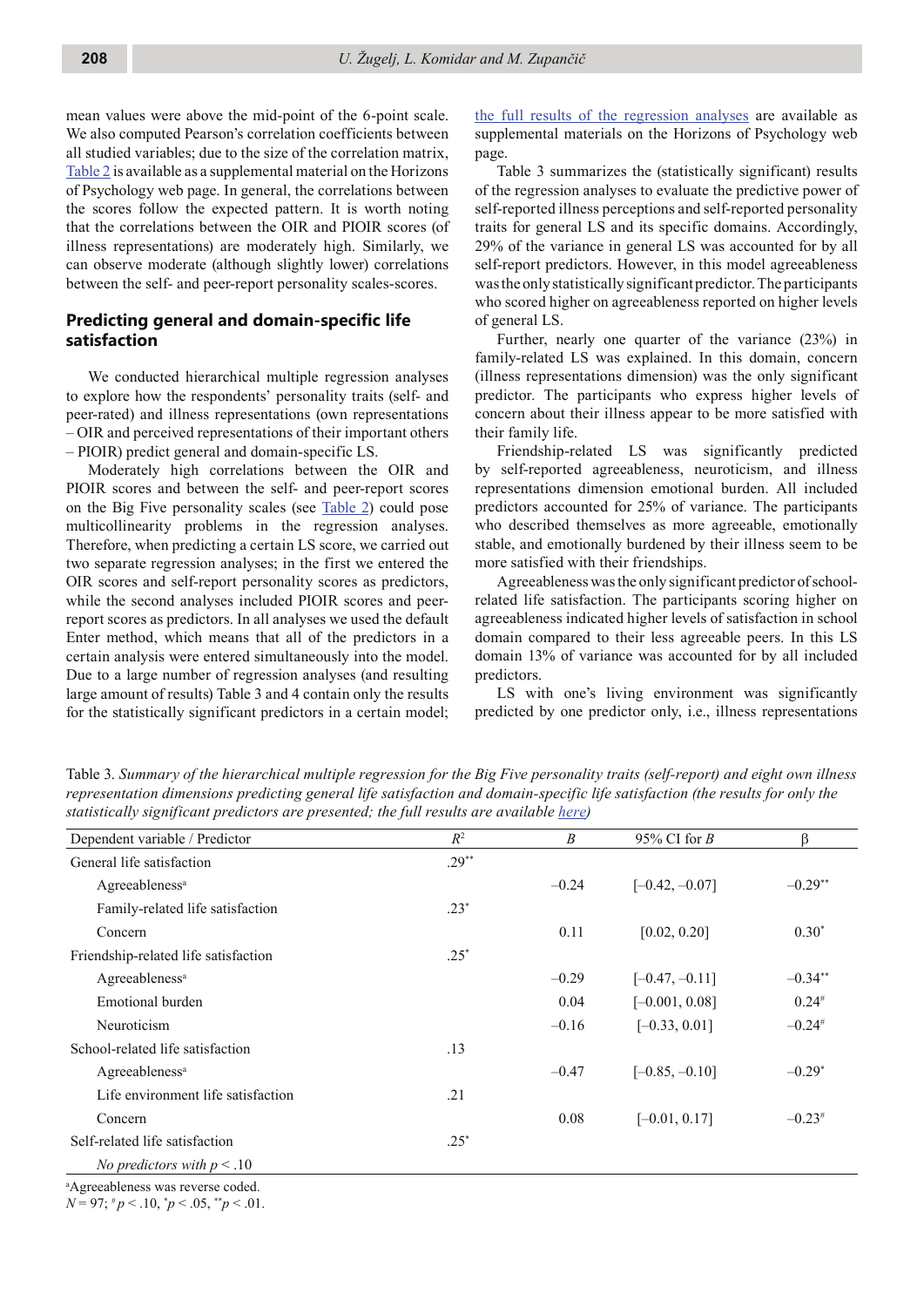mean values were above the mid-point of the 6-point scale. We also computed Pearson's correlation coefficients between all studied variables; due to the size of the correlation matrix, Table 2 is available as a supplemental material on the Horizons of Psychology web page. In general, the correlations between the scores follow the expected pattern. It is worth noting that the correlations between the OIR and PIOIR scores (of illness representations) are moderately high. Similarly, we can observe moderate (although slightly lower) correlations between the self- and peer-report personality scales-scores.

## Predicting general and domain-specific life satisfaction

We conducted hierarchical multiple regression analyses to explore how the respondents' personality traits (self- and peer-rated) and illness representations (own representations – OIR and perceived representations of their important others – PIOIR) predict general and domain-specific LS.

Moderately high correlations between the OIR and PIOIR scores and between the self- and peer-report scores on the Big Five personality scales (see Table 2) could pose multicollinearity problems in the regression analyses. Therefore, when predicting a certain LS score, we carried out two separate regression analyses; in the first we entered the OIR scores and self-report personality scores as predictors, while the second analyses included PIOIR scores and peer-report scores as predictors. In all analyses we used the default Enter method, which means that all of the predictors in a certain analysis were entered simultaneously into the model. Due to a large number of regression analyses (and resulting large amount of results) Table 3 and 4 contain only the results for the statistically significant predictors in a certain model; the full results of the regression analyses are available as supplemental materials on the Horizons of Psychology web page.

Table 3 summarizes the (statistically significant) results of the regression analyses to evaluate the predictive power of self-reported illness perceptions and self-reported personality traits for general LS and its specific domains. Accordingly, 29% of the variance in general LS was accounted for by all self-report predictors. However, in this model agreeableness was the only statistically significant predictor. The participants who scored higher on agreeableness reported on higher levels of general LS.

Further, nearly one quarter of the variance (23%) in family-related LS was explained. In this domain, concern (illness representations dimension) was the only significant predictor. The participants who express higher levels of concern about their illness appear to be more satisfied with their family life.

Friendship-related LS was significantly predicted by self-reported agreeableness, neuroticism, and illness representations dimension emotional burden. All included predictors accounted for 25% of variance. The participants who described themselves as more agreeable, emotionally stable, and emotionally burdened by their illness seem to be more satisfied with their friendships.

Agreeableness was the only significant predictor of school-related life satisfaction. The participants scoring higher on agreeableness indicated higher levels of satisfaction in school domain compared to their less agreeable peers. In this LS domain 13% of variance was accounted for by all included predictors.

LS with one's living environment was significantly predicted by one predictor only, i.e., illness representations

Table 3. *Summary of the hierarchical multiple regression for the Big Five personality traits (self-report) and eight own illness representation dimensions predicting general life satisfaction and domain-specific life satisfaction (the results for only the statistically significant predictors are presented; the full results are available here)*

| Dependent variable / Predictor | $R^2$ | $B$ | 95% CI for $B$ | β |
|---|---|---|---|---|
| General life satisfaction | .29** | | | |
| Agreeableness[a] | | −0.24 | [−0.42, −0.07] | −0.29** |
| Family-related life satisfaction | .23* | | | |
| Concern | | 0.11 | [0.02, 0.20] | 0.30* |
| Friendship-related life satisfaction | .25* | | | |
| Agreeableness[a] | | −0.29 | [−0.47, −0.11] | −0.34** |
| Emotional burden | | 0.04 | [−0.001, 0.08] | 0.24# |
| Neuroticism | | −0.16 | [−0.33, 0.01] | −0.24# |
| School-related life satisfaction | .13 | | | |
| Agreeableness[a] | | −0.47 | [−0.85, −0.10] | −0.29* |
| Life environment life satisfaction | .21 | | | |
| Concern | | 0.08 | [−0.01, 0.17] | −0.23# |
| Self-related life satisfaction | .25* | | | |
| *No predictors with $p < .10$* | | | | |

[a]Agreeableness was reverse coded.
$N = 97$; # $p < .10$, * $p < .05$, ** $p < .01$.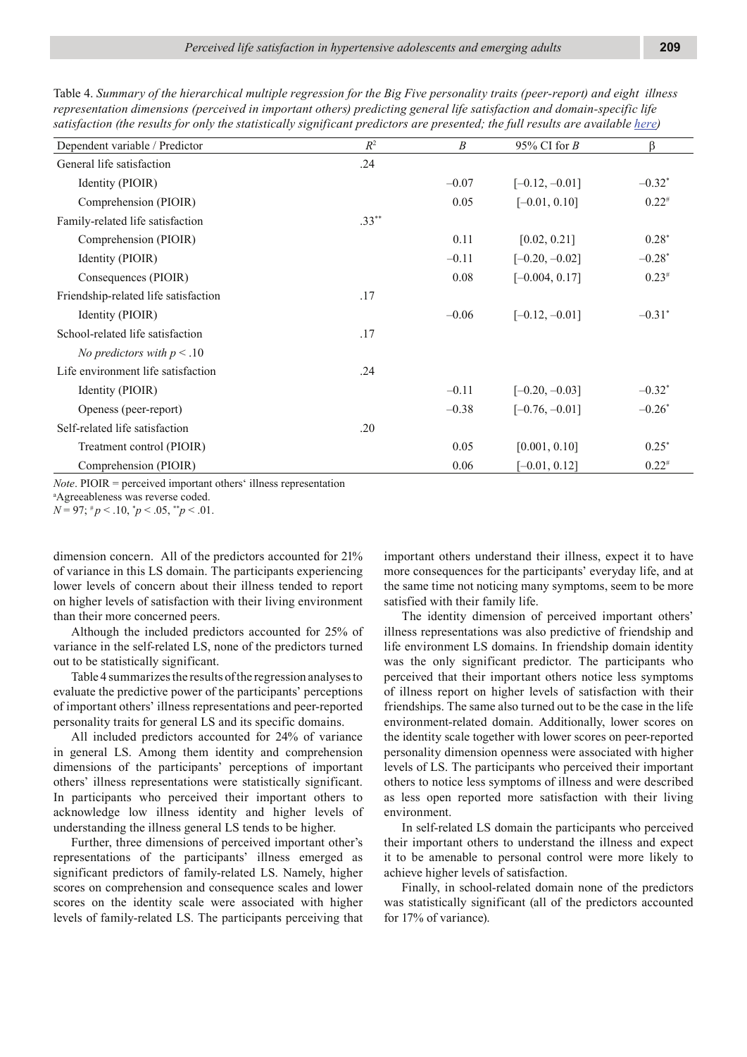Table 4. *Summary of the hierarchical multiple regression for the Big Five personality traits (peer-report) and eight illness representation dimensions (perceived in important others) predicting general life satisfaction and domain-specific life satisfaction (the results for only the statistically significant predictors are presented; the full results are available here)*

| Dependent variable / Predictor | $R^2$ | $B$ | 95% CI for $B$ | β |
|---|---|---|---|---|
| General life satisfaction | .24 | | | |
| Identity (PIOIR) | | –0.07 | [–0.12, –0.01] | –0.32* |
| Comprehension (PIOIR) | | 0.05 | [–0.01, 0.10] | 0.22# |
| Family-related life satisfaction | .33** | | | |
| Comprehension (PIOIR) | | 0.11 | [0.02, 0.21] | 0.28* |
| Identity (PIOIR) | | –0.11 | [–0.20, –0.02] | –0.28* |
| Consequences (PIOIR) | | 0.08 | [–0.004, 0.17] | 0.23# |
| Friendship-related life satisfaction | .17 | | | |
| Identity (PIOIR) | | –0.06 | [–0.12, –0.01] | –0.31* |
| School-related life satisfaction | .17 | | | |
| *No predictors with $p < .10$* | | | | |
| Life environment life satisfaction | .24 | | | |
| Identity (PIOIR) | | –0.11 | [–0.20, –0.03] | –0.32* |
| Openess (peer-report) | | –0.38 | [–0.76, –0.01] | –0.26* |
| Self-related life satisfaction | .20 | | | |
| Treatment control (PIOIR) | | 0.05 | [0.001, 0.10] | 0.25* |
| Comprehension (PIOIR) | | 0.06 | [–0.01, 0.12] | 0.22# |

*Note*. PIOIR = perceived important others' illness representation
[a]Agreeableness was reverse coded.
$N = 97$; # $p < .10$, * $p < .05$, ** $p < .01$.

dimension concern. All of the predictors accounted for 21% of variance in this LS domain. The participants experiencing lower levels of concern about their illness tended to report on higher levels of satisfaction with their living environment than their more concerned peers.

Although the included predictors accounted for 25% of variance in the self-related LS, none of the predictors turned out to be statistically significant.

Table 4 summarizes the results of the regression analyses to evaluate the predictive power of the participants' perceptions of important others' illness representations and peer-reported personality traits for general LS and its specific domains.

All included predictors accounted for 24% of variance in general LS. Among them identity and comprehension dimensions of the participants' perceptions of important others' illness representations were statistically significant. In participants who perceived their important others to acknowledge low illness identity and higher levels of understanding the illness general LS tends to be higher.

Further, three dimensions of perceived important other's representations of the participants' illness emerged as significant predictors of family-related LS. Namely, higher scores on comprehension and consequence scales and lower scores on the identity scale were associated with higher levels of family-related LS. The participants perceiving that important others understand their illness, expect it to have more consequences for the participants' everyday life, and at the same time not noticing many symptoms, seem to be more satisfied with their family life.

The identity dimension of perceived important others' illness representations was also predictive of friendship and life environment LS domains. In friendship domain identity was the only significant predictor. The participants who perceived that their important others notice less symptoms of illness report on higher levels of satisfaction with their friendships. The same also turned out to be the case in the life environment-related domain. Additionally, lower scores on the identity scale together with lower scores on peer-reported personality dimension openness were associated with higher levels of LS. The participants who perceived their important others to notice less symptoms of illness and were described as less open reported more satisfaction with their living environment.

In self-related LS domain the participants who perceived their important others to understand the illness and expect it to be amenable to personal control were more likely to achieve higher levels of satisfaction.

Finally, in school-related domain none of the predictors was statistically significant (all of the predictors accounted for 17% of variance).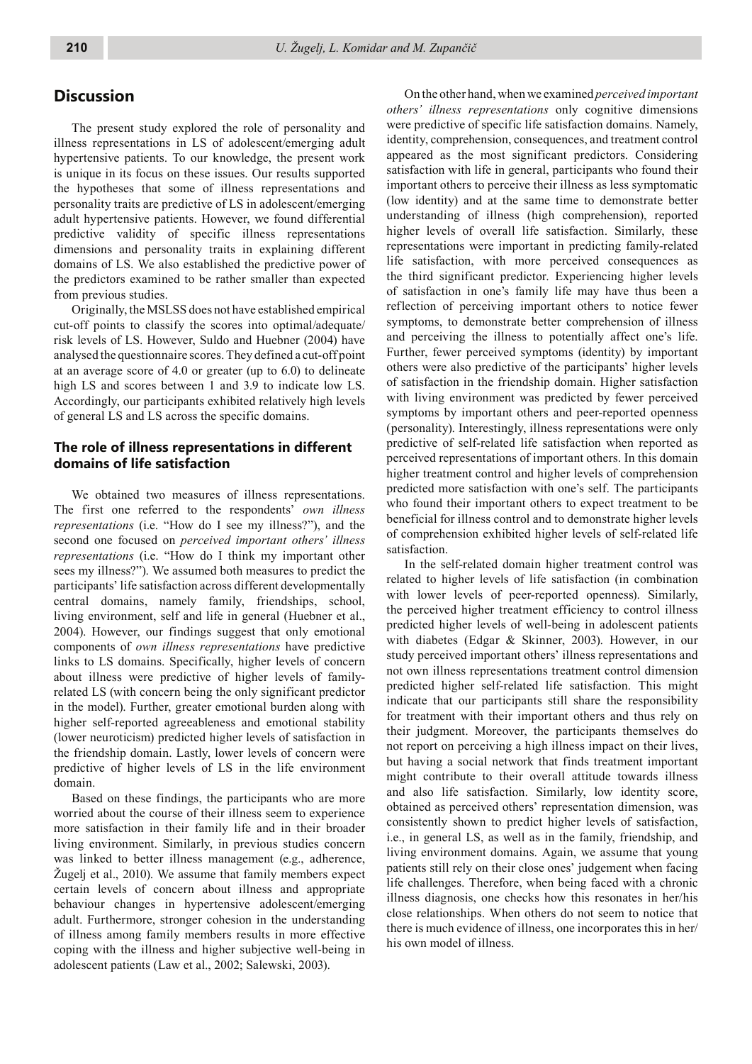## Discussion

The present study explored the role of personality and illness representations in LS of adolescent/emerging adult hypertensive patients. To our knowledge, the present work is unique in its focus on these issues. Our results supported the hypotheses that some of illness representations and personality traits are predictive of LS in adolescent/emerging adult hypertensive patients. However, we found differential predictive validity of specific illness representations dimensions and personality traits in explaining different domains of LS. We also established the predictive power of the predictors examined to be rather smaller than expected from previous studies.

Originally, the MSLSS does not have established empirical cut-off points to classify the scores into optimal/adequate/risk levels of LS. However, Suldo and Huebner (2004) have analysed the questionnaire scores. They defined a cut-off point at an average score of 4.0 or greater (up to 6.0) to delineate high LS and scores between 1 and 3.9 to indicate low LS. Accordingly, our participants exhibited relatively high levels of general LS and LS across the specific domains.

### The role of illness representations in different domains of life satisfaction

We obtained two measures of illness representations. The first one referred to the respondents' *own illness representations* (i.e. "How do I see my illness?"), and the second one focused on *perceived important others' illness representations* (i.e. "How do I think my important other sees my illness?"). We assumed both measures to predict the participants' life satisfaction across different developmentally central domains, namely family, friendships, school, living environment, self and life in general (Huebner et al., 2004). However, our findings suggest that only emotional components of *own illness representations* have predictive links to LS domains. Specifically, higher levels of concern about illness were predictive of higher levels of family-related LS (with concern being the only significant predictor in the model). Further, greater emotional burden along with higher self-reported agreeableness and emotional stability (lower neuroticism) predicted higher levels of satisfaction in the friendship domain. Lastly, lower levels of concern were predictive of higher levels of LS in the life environment domain.

Based on these findings, the participants who are more worried about the course of their illness seem to experience more satisfaction in their family life and in their broader living environment. Similarly, in previous studies concern was linked to better illness management (e.g., adherence, Žugelj et al., 2010). We assume that family members expect certain levels of concern about illness and appropriate behaviour changes in hypertensive adolescent/emerging adult. Furthermore, stronger cohesion in the understanding of illness among family members results in more effective coping with the illness and higher subjective well-being in adolescent patients (Law et al., 2002; Salewski, 2003).

On the other hand, when we examined *perceived important others' illness representations* only cognitive dimensions were predictive of specific life satisfaction domains. Namely, identity, comprehension, consequences, and treatment control appeared as the most significant predictors. Considering satisfaction with life in general, participants who found their important others to perceive their illness as less symptomatic (low identity) and at the same time to demonstrate better understanding of illness (high comprehension), reported higher levels of overall life satisfaction. Similarly, these representations were important in predicting family-related life satisfaction, with more perceived consequences as the third significant predictor. Experiencing higher levels of satisfaction in one's family life may have thus been a reflection of perceiving important others to notice fewer symptoms, to demonstrate better comprehension of illness and perceiving the illness to potentially affect one's life. Further, fewer perceived symptoms (identity) by important others were also predictive of the participants' higher levels of satisfaction in the friendship domain. Higher satisfaction with living environment was predicted by fewer perceived symptoms by important others and peer-reported openness (personality). Interestingly, illness representations were only predictive of self-related life satisfaction when reported as perceived representations of important others. In this domain higher treatment control and higher levels of comprehension predicted more satisfaction with one's self. The participants who found their important others to expect treatment to be beneficial for illness control and to demonstrate higher levels of comprehension exhibited higher levels of self-related life satisfaction.

In the self-related domain higher treatment control was related to higher levels of life satisfaction (in combination with lower levels of peer-reported openness). Similarly, the perceived higher treatment efficiency to control illness predicted higher levels of well-being in adolescent patients with diabetes (Edgar & Skinner, 2003). However, in our study perceived important others' illness representations and not own illness representations treatment control dimension predicted higher self-related life satisfaction. This might indicate that our participants still share the responsibility for treatment with their important others and thus rely on their judgment. Moreover, the participants themselves do not report on perceiving a high illness impact on their lives, but having a social network that finds treatment important might contribute to their overall attitude towards illness and also life satisfaction. Similarly, low identity score, obtained as perceived others' representation dimension, was consistently shown to predict higher levels of satisfaction, i.e., in general LS, as well as in the family, friendship, and living environment domains. Again, we assume that young patients still rely on their close ones' judgement when facing life challenges. Therefore, when being faced with a chronic illness diagnosis, one checks how this resonates in her/his close relationships. When others do not seem to notice that there is much evidence of illness, one incorporates this in her/his own model of illness.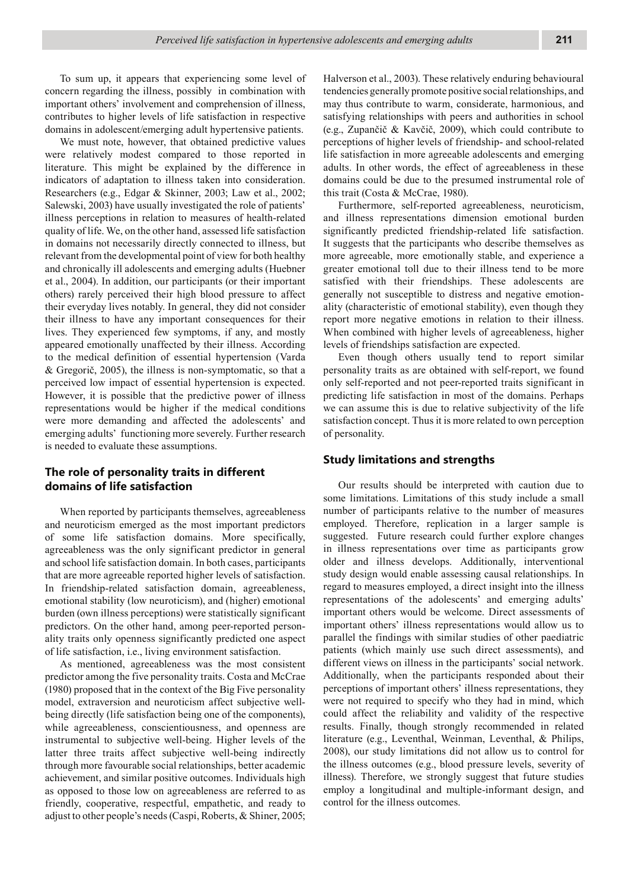To sum up, it appears that experiencing some level of concern regarding the illness, possibly in combination with important others' involvement and comprehension of illness, contributes to higher levels of life satisfaction in respective domains in adolescent/emerging adult hypertensive patients.

We must note, however, that obtained predictive values were relatively modest compared to those reported in literature. This might be explained by the difference in indicators of adaptation to illness taken into consideration. Researchers (e.g., Edgar & Skinner, 2003; Law et al., 2002; Salewski, 2003) have usually investigated the role of patients' illness perceptions in relation to measures of health-related quality of life. We, on the other hand, assessed life satisfaction in domains not necessarily directly connected to illness, but relevant from the developmental point of view for both healthy and chronically ill adolescents and emerging adults (Huebner et al., 2004). In addition, our participants (or their important others) rarely perceived their high blood pressure to affect their everyday lives notably. In general, they did not consider their illness to have any important consequences for their lives. They experienced few symptoms, if any, and mostly appeared emotionally unaffected by their illness. According to the medical definition of essential hypertension (Varda & Gregorič, 2005), the illness is non-symptomatic, so that a perceived low impact of essential hypertension is expected. However, it is possible that the predictive power of illness representations would be higher if the medical conditions were more demanding and affected the adolescents' and emerging adults' functioning more severely. Further research is needed to evaluate these assumptions.

## The role of personality traits in different domains of life satisfaction

When reported by participants themselves, agreeableness and neuroticism emerged as the most important predictors of some life satisfaction domains. More specifically, agreeableness was the only significant predictor in general and school life satisfaction domain. In both cases, participants that are more agreeable reported higher levels of satisfaction. In friendship-related satisfaction domain, agreeableness, emotional stability (low neuroticism), and (higher) emotional burden (own illness perceptions) were statistically significant predictors. On the other hand, among peer-reported personality traits only openness significantly predicted one aspect of life satisfaction, i.e., living environment satisfaction.

As mentioned, agreeableness was the most consistent predictor among the five personality traits. Costa and McCrae (1980) proposed that in the context of the Big Five personality model, extraversion and neuroticism affect subjective well-being directly (life satisfaction being one of the components), while agreeableness, conscientiousness, and openness are instrumental to subjective well-being. Higher levels of the latter three traits affect subjective well-being indirectly through more favourable social relationships, better academic achievement, and similar positive outcomes. Individuals high as opposed to those low on agreeableness are referred to as friendly, cooperative, respectful, empathetic, and ready to adjust to other people's needs (Caspi, Roberts, & Shiner, 2005; Halverson et al., 2003). These relatively enduring behavioural tendencies generally promote positive social relationships, and may thus contribute to warm, considerate, harmonious, and satisfying relationships with peers and authorities in school (e.g., Zupančič & Kavčič, 2009), which could contribute to perceptions of higher levels of friendship- and school-related life satisfaction in more agreeable adolescents and emerging adults. In other words, the effect of agreeableness in these domains could be due to the presumed instrumental role of this trait (Costa & McCrae, 1980).

Furthermore, self-reported agreeableness, neuroticism, and illness representations dimension emotional burden significantly predicted friendship-related life satisfaction. It suggests that the participants who describe themselves as more agreeable, more emotionally stable, and experience a greater emotional toll due to their illness tend to be more satisfied with their friendships. These adolescents are generally not susceptible to distress and negative emotionality (characteristic of emotional stability), even though they report more negative emotions in relation to their illness. When combined with higher levels of agreeableness, higher levels of friendships satisfaction are expected.

Even though others usually tend to report similar personality traits as are obtained with self-report, we found only self-reported and not peer-reported traits significant in predicting life satisfaction in most of the domains. Perhaps we can assume this is due to relative subjectivity of the life satisfaction concept. Thus it is more related to own perception of personality.

## Study limitations and strengths

Our results should be interpreted with caution due to some limitations. Limitations of this study include a small number of participants relative to the number of measures employed. Therefore, replication in a larger sample is suggested. Future research could further explore changes in illness representations over time as participants grow older and illness develops. Additionally, interventional study design would enable assessing causal relationships. In regard to measures employed, a direct insight into the illness representations of the adolescents' and emerging adults' important others would be welcome. Direct assessments of important others' illness representations would allow us to parallel the findings with similar studies of other paediatric patients (which mainly use such direct assessments), and different views on illness in the participants' social network. Additionally, when the participants responded about their perceptions of important others' illness representations, they were not required to specify who they had in mind, which could affect the reliability and validity of the respective results. Finally, though strongly recommended in related literature (e.g., Leventhal, Weinman, Leventhal, & Philips, 2008), our study limitations did not allow us to control for the illness outcomes (e.g., blood pressure levels, severity of illness). Therefore, we strongly suggest that future studies employ a longitudinal and multiple-informant design, and control for the illness outcomes.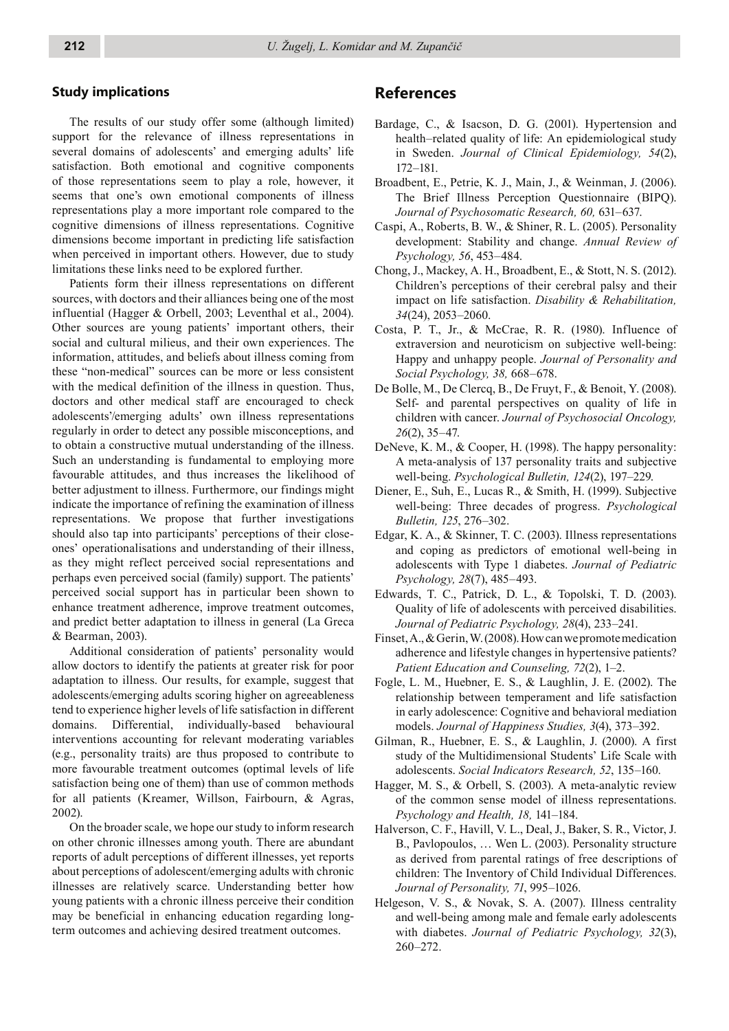## Study implications

The results of our study offer some (although limited) support for the relevance of illness representations in several domains of adolescents' and emerging adults' life satisfaction. Both emotional and cognitive components of those representations seem to play a role, however, it seems that one's own emotional components of illness representations play a more important role compared to the cognitive dimensions of illness representations. Cognitive dimensions become important in predicting life satisfaction when perceived in important others. However, due to study limitations these links need to be explored further.

Patients form their illness representations on different sources, with doctors and their alliances being one of the most influential (Hagger & Orbell, 2003; Leventhal et al., 2004). Other sources are young patients' important others, their social and cultural milieus, and their own experiences. The information, attitudes, and beliefs about illness coming from these "non-medical" sources can be more or less consistent with the medical definition of the illness in question. Thus, doctors and other medical staff are encouraged to check adolescents'/emerging adults' own illness representations regularly in order to detect any possible misconceptions, and to obtain a constructive mutual understanding of the illness. Such an understanding is fundamental to employing more favourable attitudes, and thus increases the likelihood of better adjustment to illness. Furthermore, our findings might indicate the importance of refining the examination of illness representations. We propose that further investigations should also tap into participants' perceptions of their close-ones' operationalisations and understanding of their illness, as they might reflect perceived social representations and perhaps even perceived social (family) support. The patients' perceived social support has in particular been shown to enhance treatment adherence, improve treatment outcomes, and predict better adaptation to illness in general (La Greca & Bearman, 2003).

Additional consideration of patients' personality would allow doctors to identify the patients at greater risk for poor adaptation to illness. Our results, for example, suggest that adolescents/emerging adults scoring higher on agreeableness tend to experience higher levels of life satisfaction in different domains. Differential, individually-based behavioural interventions accounting for relevant moderating variables (e.g., personality traits) are thus proposed to contribute to more favourable treatment outcomes (optimal levels of life satisfaction being one of them) than use of common methods for all patients (Kreamer, Willson, Fairbourn, & Agras, 2002).

On the broader scale, we hope our study to inform research on other chronic illnesses among youth. There are abundant reports of adult perceptions of different illnesses, yet reports about perceptions of adolescent/emerging adults with chronic illnesses are relatively scarce. Understanding better how young patients with a chronic illness perceive their condition may be beneficial in enhancing education regarding long-term outcomes and achieving desired treatment outcomes.

# References

Bardage, C., & Isacson, D. G. (2001). Hypertension and health–related quality of life: An epidemiological study in Sweden. *Journal of Clinical Epidemiology, 54*(2), 172–181.

Broadbent, E., Petrie, K. J., Main, J., & Weinman, J. (2006). The Brief Illness Perception Questionnaire (BIPQ). *Journal of Psychosomatic Research, 60,* 631–637.

Caspi, A., Roberts, B. W., & Shiner, R. L. (2005). Personality development: Stability and change. *Annual Review of Psychology, 56*, 453–484.

Chong, J., Mackey, A. H., Broadbent, E., & Stott, N. S. (2012). Children's perceptions of their cerebral palsy and their impact on life satisfaction. *Disability & Rehabilitation, 34*(24), 2053–2060.

Costa, P. T., Jr., & McCrae, R. R. (1980). Influence of extraversion and neuroticism on subjective well-being: Happy and unhappy people. *Journal of Personality and Social Psychology, 38,* 668–678.

De Bolle, M., De Clercq, B., De Fruyt, F., & Benoit, Y. (2008). Self- and parental perspectives on quality of life in children with cancer. *Journal of Psychosocial Oncology, 26*(2), 35–47.

DeNeve, K. M., & Cooper, H. (1998). The happy personality: A meta-analysis of 137 personality traits and subjective well-being. *Psychological Bulletin, 124*(2), 197–229.

Diener, E., Suh, E., Lucas R., & Smith, H. (1999). Subjective well-being: Three decades of progress. *Psychological Bulletin, 125*, 276–302.

Edgar, K. A., & Skinner, T. C. (2003). Illness representations and coping as predictors of emotional well-being in adolescents with Type 1 diabetes. *Journal of Pediatric Psychology, 28*(7), 485–493.

Edwards, T. C., Patrick, D. L., & Topolski, T. D. (2003). Quality of life of adolescents with perceived disabilities. *Journal of Pediatric Psychology, 28*(4), 233–241.

Finset, A., & Gerin, W. (2008). How can we promote medication adherence and lifestyle changes in hypertensive patients? *Patient Education and Counseling, 72*(2), 1–2.

Fogle, L. M., Huebner, E. S., & Laughlin, J. E. (2002). The relationship between temperament and life satisfaction in early adolescence: Cognitive and behavioral mediation models. *Journal of Happiness Studies, 3*(4), 373–392.

Gilman, R., Huebner, E. S., & Laughlin, J. (2000). A first study of the Multidimensional Students' Life Scale with adolescents. *Social Indicators Research, 52*, 135–160.

Hagger, M. S., & Orbell, S. (2003). A meta-analytic review of the common sense model of illness representations. *Psychology and Health, 18,* 141–184.

Halverson, C. F., Havill, V. L., Deal, J., Baker, S. R., Victor, J. B., Pavlopoulos, … Wen L. (2003). Personality structure as derived from parental ratings of free descriptions of children: The Inventory of Child Individual Differences. *Journal of Personality, 71*, 995–1026.

Helgeson, V. S., & Novak, S. A. (2007). Illness centrality and well-being among male and female early adolescents with diabetes. *Journal of Pediatric Psychology, 32*(3), 260–272.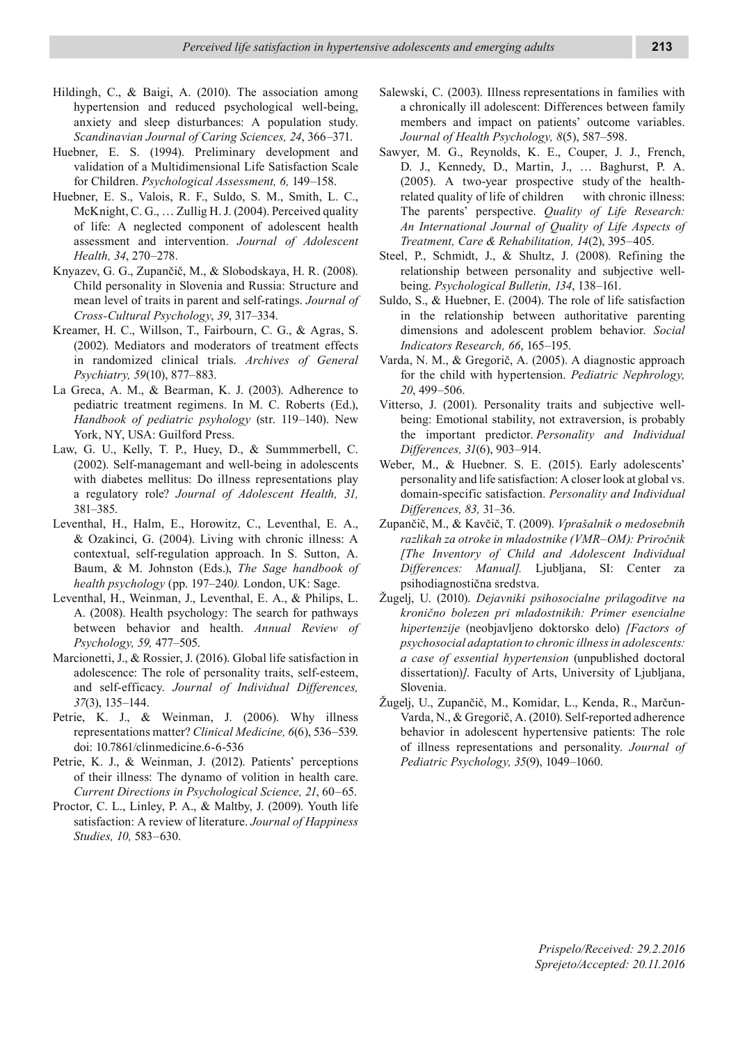Hildingh, C., & Baigi, A. (2010). The association among hypertension and reduced psychological well-being, anxiety and sleep disturbances: A population study. *Scandinavian Journal of Caring Sciences, 24*, 366–371.

Huebner, E. S. (1994). Preliminary development and validation of a Multidimensional Life Satisfaction Scale for Children. *Psychological Assessment, 6,* 149–158.

Huebner, E. S., Valois, R. F., Suldo, S. M., Smith, L. C., McKnight, C. G., … Zullig H. J. (2004). Perceived quality of life: A neglected component of adolescent health assessment and intervention. *Journal of Adolescent Health, 34*, 270–278.

Knyazev, G. G., Zupančič, M., & Slobodskaya, H. R. (2008). Child personality in Slovenia and Russia: Structure and mean level of traits in parent and self-ratings. *Journal of Cross-Cultural Psychology*, *39*, 317–334.

Kreamer, H. C., Willson, T., Fairbourn, C. G., & Agras, S. (2002). Mediators and moderators of treatment effects in randomized clinical trials. *Archives of General Psychiatry, 59*(10), 877–883.

La Greca, A. M., & Bearman, K. J. (2003). Adherence to pediatric treatment regimens. In M. C. Roberts (Ed.), *Handbook of pediatric psyhology* (str. 119–140). New York, NY, USA: Guilford Press.

Law, G. U., Kelly, T. P., Huey, D., & Summmerbell, C. (2002). Self-managemant and well-being in adolescents with diabetes mellitus: Do illness representations play a regulatory role? *Journal of Adolescent Health, 31,* 381–385.

Leventhal, H., Halm, E., Horowitz, C., Leventhal, E. A., & Ozakinci, G. (2004). Living with chronic illness: A contextual, self-regulation approach. In S. Sutton, A. Baum, & M. Johnston (Eds.), *The Sage handbook of health psychology* (pp. 197–240*).* London, UK: Sage.

Leventhal, H., Weinman, J., Leventhal, E. A., & Philips, L. A. (2008). Health psychology: The search for pathways between behavior and health. *Annual Review of Psychology, 59,* 477–505.

Marcionetti, J., & Rossier, J. (2016). Global life satisfaction in adolescence: The role of personality traits, self-esteem, and self-efficacy. *Journal of Individual Differences, 37*(3), 135–144.

Petrie, K. J., & Weinman, J. (2006). Why illness representations matter? *Clinical Medicine, 6*(6), 536–539*.* doi: 10.7861/clinmedicine.6-6-536

Petrie, K. J., & Weinman, J. (2012). Patients' perceptions of their illness: The dynamo of volition in health care. *Current Directions in Psychological Science, 21*, 60–65.

Proctor, C. L., Linley, P. A., & Maltby, J. (2009). Youth life satisfaction: A review of literature. *Journal of Happiness Studies, 10,* 583–630.

Salewski, C. (2003). Illness representations in families with a chronically ill adolescent: Differences between family members and impact on patients' outcome variables. *Journal of Health Psychology, 8*(5), 587–598.

Sawyer, M. G., Reynolds, K. E., Couper, J. J., French, D. J., Kennedy, D., Martin, J., … Baghurst, P. A. (2005). A two-year prospective study of the health-related quality of life of children with chronic illness: The parents' perspective. *Quality of Life Research: An International Journal of Quality of Life Aspects of Treatment, Care & Rehabilitation, 14*(2), 395–405.

Steel, P., Schmidt, J., & Shultz, J. (2008). Refining the relationship between personality and subjective well-being. *Psychological Bulletin, 134*, 138–161.

Suldo, S., & Huebner, E. (2004). The role of life satisfaction in the relationship between authoritative parenting dimensions and adolescent problem behavior. *Social Indicators Research, 66*, 165–195.

Varda, N. M., & Gregorič, A. (2005). A diagnostic approach for the child with hypertension. *Pediatric Nephrology, 20*, 499–506.

Vitterso, J. (2001). Personality traits and subjective well-being: Emotional stability, not extraversion, is probably the important predictor. *Personality and Individual Differences, 31*(6), 903–914.

Weber, M., & Huebner. S. E. (2015). Early adolescents' personality and life satisfaction: A closer look at global vs. domain-specific satisfaction. *Personality and Individual Differences, 83,* 31–36.

Zupančič, M., & Kavčič, T. (2009). *Vprašalnik o medosebnih razlikah za otroke in mladostnike (VMR–OM): Priročnik [The Inventory of Child and Adolescent Individual Differences: Manual].* Ljubljana, SI: Center za psihodiagnostična sredstva.

Žugelj, U. (2010). *Dejavniki psihosocialne prilagoditve na kronično bolezen pri mladostnikih: Primer esencialne hipertenzije* (neobjavljeno doktorsko delo) *[Factors of psychosocial adaptation to chronic illness in adolescents: a case of essential hypertension* (unpublished doctoral dissertation)*]*. Faculty of Arts, University of Ljubljana, Slovenia.

Žugelj, U., Zupančič, M., Komidar, L., Kenda, R., Marčun-Varda, N., & Gregorič, A. (2010). Self-reported adherence behavior in adolescent hypertensive patients: The role of illness representations and personality. *Journal of Pediatric Psychology, 35*(9), 1049–1060.

*Prispelo/Received: 29.2.2016*
*Sprejeto/Accepted: 20.11.2016*